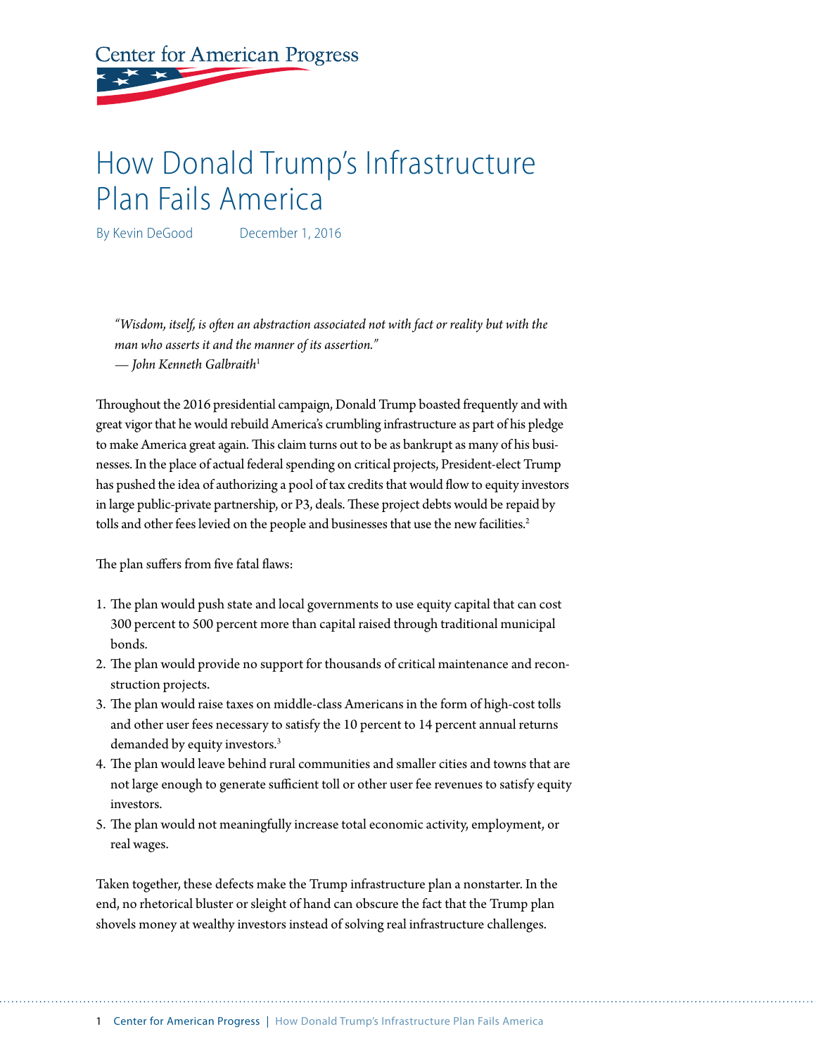Center for American Progress

# How Donald Trump's Infrastructure Plan Fails America

By Kevin DeGood December 1, 2016

> *"Wisdom, itself, is often an abstraction associated not with fact or reality but with the man who asserts it and the manner of its assertion."*
> *— John Kenneth Galbraith*[1]

Throughout the 2016 presidential campaign, Donald Trump boasted frequently and with great vigor that he would rebuild America's crumbling infrastructure as part of his pledge to make America great again. This claim turns out to be as bankrupt as many of his businesses. In the place of actual federal spending on critical projects, President-elect Trump has pushed the idea of authorizing a pool of tax credits that would flow to equity investors in large public-private partnership, or P3, deals. These project debts would be repaid by tolls and other fees levied on the people and businesses that use the new facilities.[2]

The plan suffers from five fatal flaws:

1. The plan would push state and local governments to use equity capital that can cost 300 percent to 500 percent more than capital raised through traditional municipal bonds.
2. The plan would provide no support for thousands of critical maintenance and reconstruction projects.
3. The plan would raise taxes on middle-class Americans in the form of high-cost tolls and other user fees necessary to satisfy the 10 percent to 14 percent annual returns demanded by equity investors.[3]
4. The plan would leave behind rural communities and smaller cities and towns that are not large enough to generate sufficient toll or other user fee revenues to satisfy equity investors.
5. The plan would not meaningfully increase total economic activity, employment, or real wages.

Taken together, these defects make the Trump infrastructure plan a nonstarter. In the end, no rhetorical bluster or sleight of hand can obscure the fact that the Trump plan shovels money at wealthy investors instead of solving real infrastructure challenges.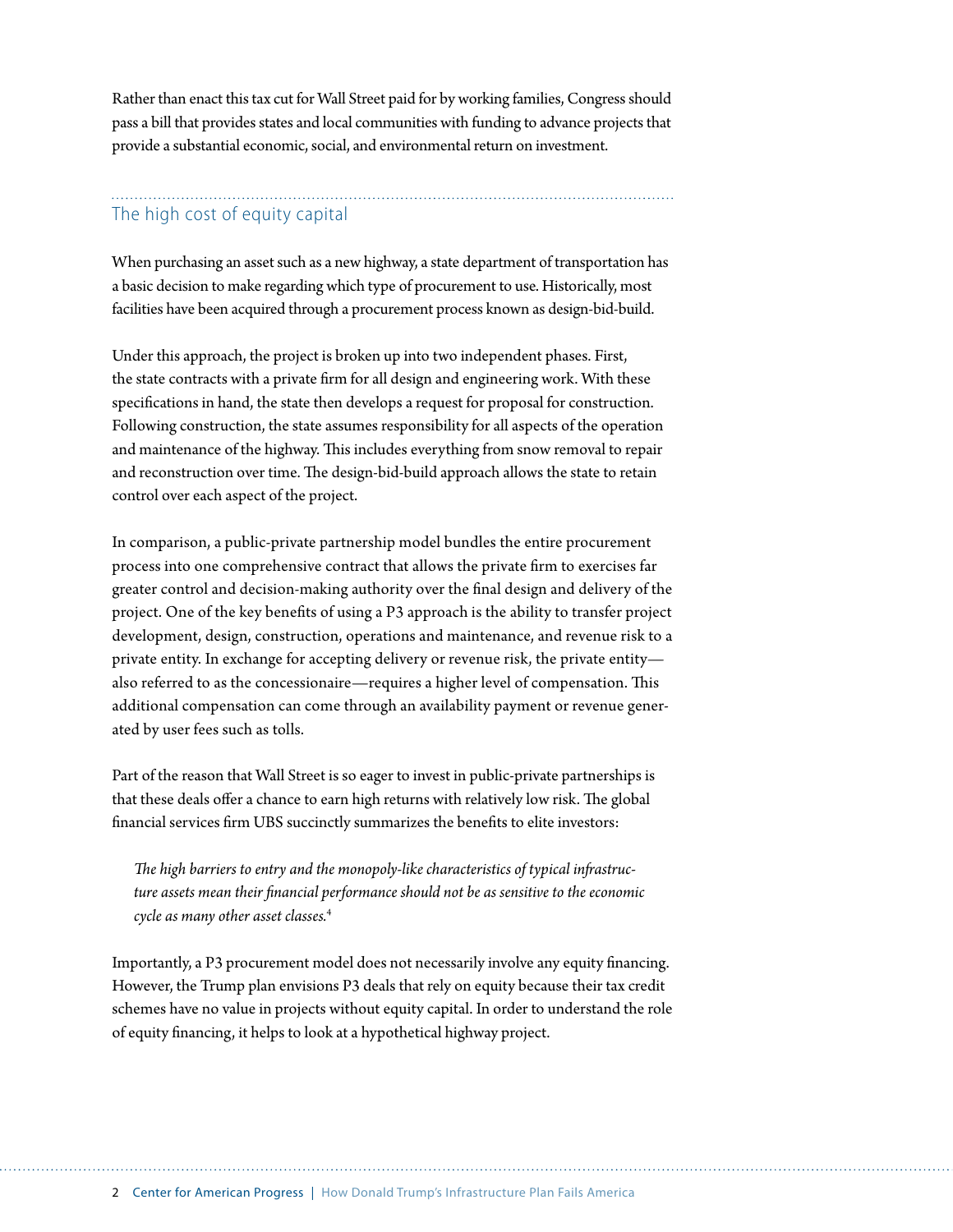Rather than enact this tax cut for Wall Street paid for by working families, Congress should pass a bill that provides states and local communities with funding to advance projects that provide a substantial economic, social, and environmental return on investment.

## The high cost of equity capital

When purchasing an asset such as a new highway, a state department of transportation has a basic decision to make regarding which type of procurement to use. Historically, most facilities have been acquired through a procurement process known as design-bid-build.

Under this approach, the project is broken up into two independent phases. First, the state contracts with a private firm for all design and engineering work. With these specifications in hand, the state then develops a request for proposal for construction. Following construction, the state assumes responsibility for all aspects of the operation and maintenance of the highway. This includes everything from snow removal to repair and reconstruction over time. The design-bid-build approach allows the state to retain control over each aspect of the project.

In comparison, a public-private partnership model bundles the entire procurement process into one comprehensive contract that allows the private firm to exercises far greater control and decision-making authority over the final design and delivery of the project. One of the key benefits of using a P3 approach is the ability to transfer project development, design, construction, operations and maintenance, and revenue risk to a private entity. In exchange for accepting delivery or revenue risk, the private entity—also referred to as the concessionaire—requires a higher level of compensation. This additional compensation can come through an availability payment or revenue generated by user fees such as tolls.

Part of the reason that Wall Street is so eager to invest in public-private partnerships is that these deals offer a chance to earn high returns with relatively low risk. The global financial services firm UBS succinctly summarizes the benefits to elite investors:

> *The high barriers to entry and the monopoly-like characteristics of typical infrastructure assets mean their financial performance should not be as sensitive to the economic cycle as many other asset classes.*[4]

Importantly, a P3 procurement model does not necessarily involve any equity financing. However, the Trump plan envisions P3 deals that rely on equity because their tax credit schemes have no value in projects without equity capital. In order to understand the role of equity financing, it helps to look at a hypothetical highway project.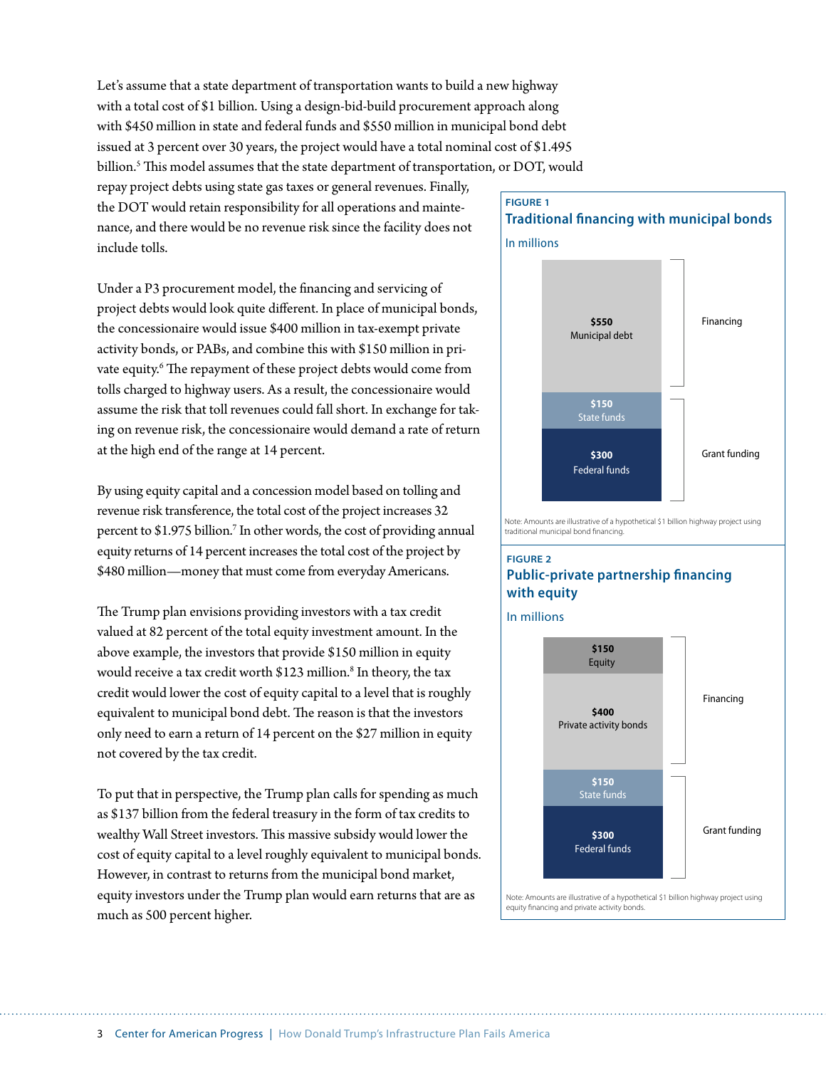Let's assume that a state department of transportation wants to build a new highway with a total cost of $1 billion. Using a design-bid-build procurement approach along with $450 million in state and federal funds and $550 million in municipal bond debt issued at 3 percent over 30 years, the project would have a total nominal cost of $1.495 billion.[5] This model assumes that the state department of transportation, or DOT, would repay project debts using state gas taxes or general revenues. Finally, the DOT would retain responsibility for all operations and maintenance, and there would be no revenue risk since the facility does not include tolls.

Under a P3 procurement model, the financing and servicing of project debts would look quite different. In place of municipal bonds, the concessionaire would issue $400 million in tax-exempt private activity bonds, or PABs, and combine this with $150 million in private equity.[6] The repayment of these project debts would come from tolls charged to highway users. As a result, the concessionaire would assume the risk that toll revenues could fall short. In exchange for taking on revenue risk, the concessionaire would demand a rate of return at the high end of the range at 14 percent.

By using equity capital and a concession model based on tolling and revenue risk transference, the total cost of the project increases 32 percent to $1.975 billion.[7] In other words, the cost of providing annual equity returns of 14 percent increases the total cost of the project by $480 million—money that must come from everyday Americans.

The Trump plan envisions providing investors with a tax credit valued at 82 percent of the total equity investment amount. In the above example, the investors that provide $150 million in equity would receive a tax credit worth $123 million.[8] In theory, the tax credit would lower the cost of equity capital to a level that is roughly equivalent to municipal bond debt. The reason is that the investors only need to earn a return of 14 percent on the $27 million in equity not covered by the tax credit.

To put that in perspective, the Trump plan calls for spending as much as $137 billion from the federal treasury in the form of tax credits to wealthy Wall Street investors. This massive subsidy would lower the cost of equity capital to a level roughly equivalent to municipal bonds. However, in contrast to returns from the municipal bond market, equity investors under the Trump plan would earn returns that are as much as 500 percent higher.

**FIGURE 1**

**Traditional financing with municipal bonds**

In millions

| Amount | Source | Category |
|---|---|---|
| $550 | Municipal debt | Financing |
| $150 | State funds | Grant funding |
| $300 | Federal funds | Grant funding |

Note: Amounts are illustrative of a hypothetical $1 billion highway project using traditional municipal bond financing.

**FIGURE 2**

**Public-private partnership financing with equity**

In millions

| Amount | Source | Category |
|---|---|---|
| $150 | Equity | Financing |
| $400 | Private activity bonds | Financing |
| $150 | State funds | Grant funding |
| $300 | Federal funds | Grant funding |

Note: Amounts are illustrative of a hypothetical $1 billion highway project using equity financing and private activity bonds.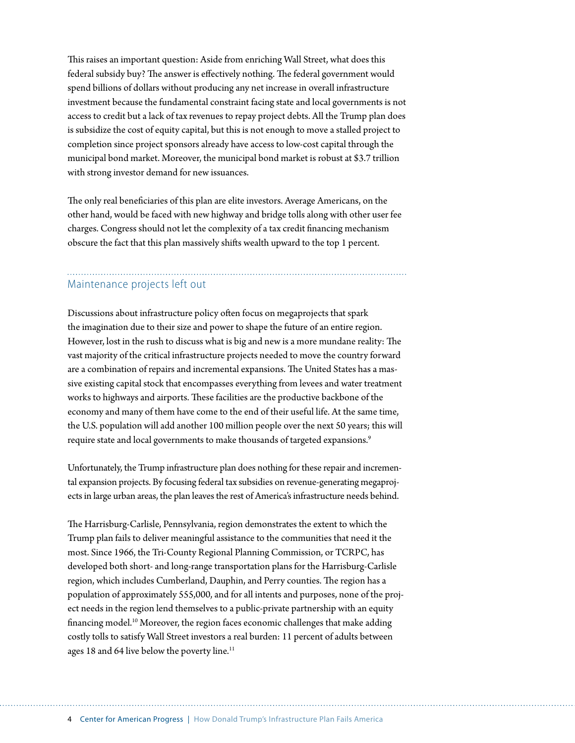This raises an important question: Aside from enriching Wall Street, what does this federal subsidy buy? The answer is effectively nothing. The federal government would spend billions of dollars without producing any net increase in overall infrastructure investment because the fundamental constraint facing state and local governments is not access to credit but a lack of tax revenues to repay project debts. All the Trump plan does is subsidize the cost of equity capital, but this is not enough to move a stalled project to completion since project sponsors already have access to low-cost capital through the municipal bond market. Moreover, the municipal bond market is robust at $3.7 trillion with strong investor demand for new issuances.

The only real beneficiaries of this plan are elite investors. Average Americans, on the other hand, would be faced with new highway and bridge tolls along with other user fee charges. Congress should not let the complexity of a tax credit financing mechanism obscure the fact that this plan massively shifts wealth upward to the top 1 percent.

## Maintenance projects left out

Discussions about infrastructure policy often focus on megaprojects that spark the imagination due to their size and power to shape the future of an entire region. However, lost in the rush to discuss what is big and new is a more mundane reality: The vast majority of the critical infrastructure projects needed to move the country forward are a combination of repairs and incremental expansions. The United States has a massive existing capital stock that encompasses everything from levees and water treatment works to highways and airports. These facilities are the productive backbone of the economy and many of them have come to the end of their useful life. At the same time, the U.S. population will add another 100 million people over the next 50 years; this will require state and local governments to make thousands of targeted expansions.[9]

Unfortunately, the Trump infrastructure plan does nothing for these repair and incremental expansion projects. By focusing federal tax subsidies on revenue-generating megaprojects in large urban areas, the plan leaves the rest of America's infrastructure needs behind.

The Harrisburg-Carlisle, Pennsylvania, region demonstrates the extent to which the Trump plan fails to deliver meaningful assistance to the communities that need it the most. Since 1966, the Tri-County Regional Planning Commission, or TCRPC, has developed both short- and long-range transportation plans for the Harrisburg-Carlisle region, which includes Cumberland, Dauphin, and Perry counties. The region has a population of approximately 555,000, and for all intents and purposes, none of the project needs in the region lend themselves to a public-private partnership with an equity financing model.[10] Moreover, the region faces economic challenges that make adding costly tolls to satisfy Wall Street investors a real burden: 11 percent of adults between ages 18 and 64 live below the poverty line.[11]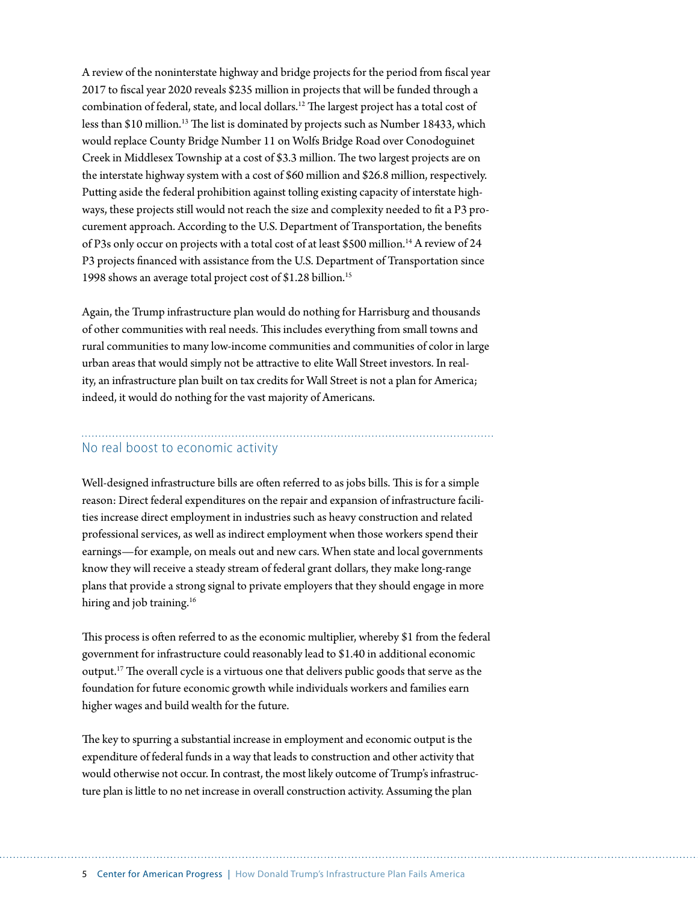A review of the noninterstate highway and bridge projects for the period from fiscal year 2017 to fiscal year 2020 reveals $235 million in projects that will be funded through a combination of federal, state, and local dollars.[12] The largest project has a total cost of less than $10 million.[13] The list is dominated by projects such as Number 18433, which would replace County Bridge Number 11 on Wolfs Bridge Road over Conodoguinet Creek in Middlesex Township at a cost of $3.3 million. The two largest projects are on the interstate highway system with a cost of $60 million and $26.8 million, respectively. Putting aside the federal prohibition against tolling existing capacity of interstate highways, these projects still would not reach the size and complexity needed to fit a P3 procurement approach. According to the U.S. Department of Transportation, the benefits of P3s only occur on projects with a total cost of at least $500 million.[14] A review of 24 P3 projects financed with assistance from the U.S. Department of Transportation since 1998 shows an average total project cost of $1.28 billion.[15]

Again, the Trump infrastructure plan would do nothing for Harrisburg and thousands of other communities with real needs. This includes everything from small towns and rural communities to many low-income communities and communities of color in large urban areas that would simply not be attractive to elite Wall Street investors. In reality, an infrastructure plan built on tax credits for Wall Street is not a plan for America; indeed, it would do nothing for the vast majority of Americans.

## No real boost to economic activity

Well-designed infrastructure bills are often referred to as jobs bills. This is for a simple reason: Direct federal expenditures on the repair and expansion of infrastructure facilities increase direct employment in industries such as heavy construction and related professional services, as well as indirect employment when those workers spend their earnings—for example, on meals out and new cars. When state and local governments know they will receive a steady stream of federal grant dollars, they make long-range plans that provide a strong signal to private employers that they should engage in more hiring and job training.[16]

This process is often referred to as the economic multiplier, whereby $1 from the federal government for infrastructure could reasonably lead to $1.40 in additional economic output.[17] The overall cycle is a virtuous one that delivers public goods that serve as the foundation for future economic growth while individuals workers and families earn higher wages and build wealth for the future.

The key to spurring a substantial increase in employment and economic output is the expenditure of federal funds in a way that leads to construction and other activity that would otherwise not occur. In contrast, the most likely outcome of Trump's infrastructure plan is little to no net increase in overall construction activity. Assuming the plan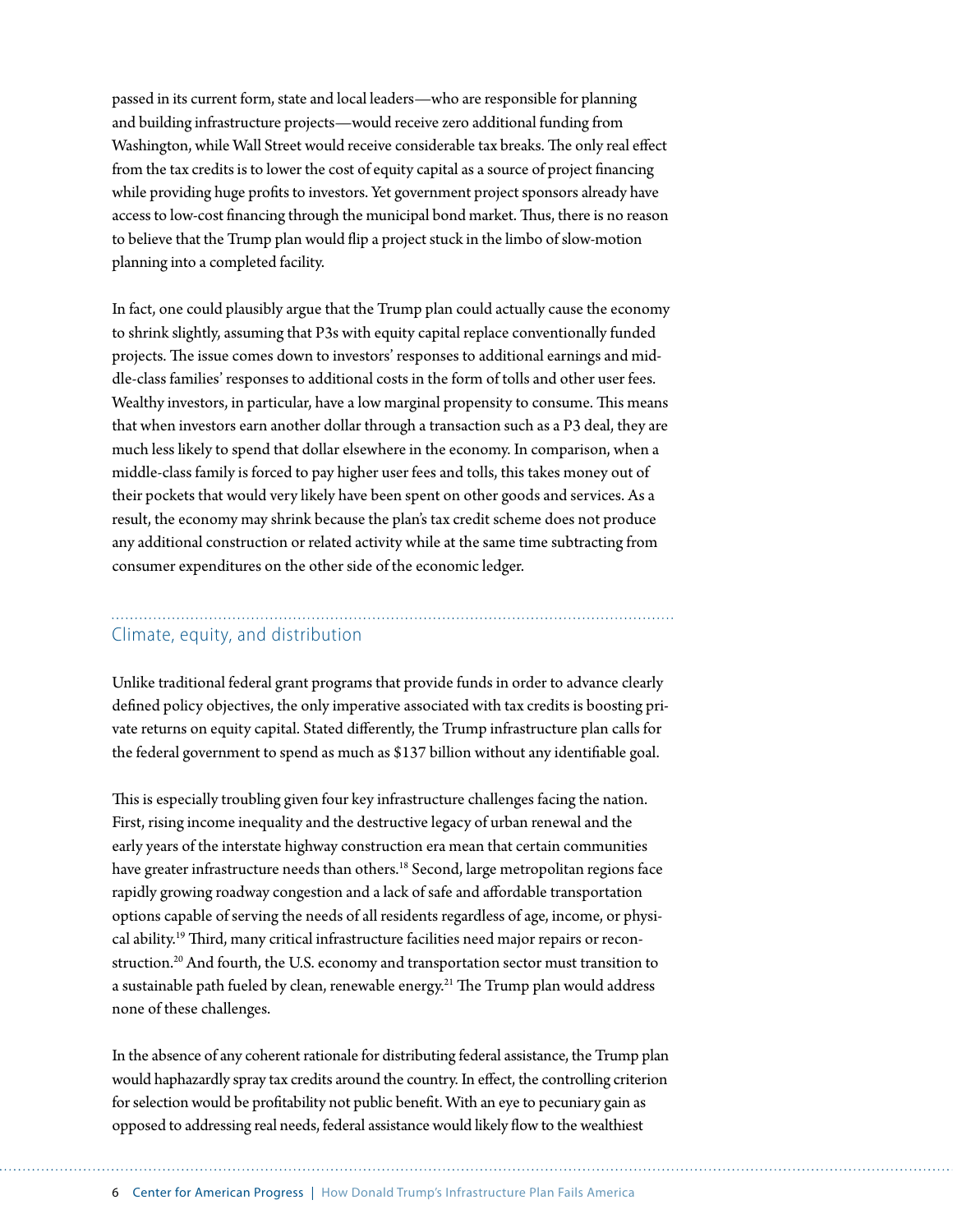passed in its current form, state and local leaders—who are responsible for planning and building infrastructure projects—would receive zero additional funding from Washington, while Wall Street would receive considerable tax breaks. The only real effect from the tax credits is to lower the cost of equity capital as a source of project financing while providing huge profits to investors. Yet government project sponsors already have access to low-cost financing through the municipal bond market. Thus, there is no reason to believe that the Trump plan would flip a project stuck in the limbo of slow-motion planning into a completed facility.

In fact, one could plausibly argue that the Trump plan could actually cause the economy to shrink slightly, assuming that P3s with equity capital replace conventionally funded projects. The issue comes down to investors' responses to additional earnings and middle-class families' responses to additional costs in the form of tolls and other user fees. Wealthy investors, in particular, have a low marginal propensity to consume. This means that when investors earn another dollar through a transaction such as a P3 deal, they are much less likely to spend that dollar elsewhere in the economy. In comparison, when a middle-class family is forced to pay higher user fees and tolls, this takes money out of their pockets that would very likely have been spent on other goods and services. As a result, the economy may shrink because the plan's tax credit scheme does not produce any additional construction or related activity while at the same time subtracting from consumer expenditures on the other side of the economic ledger.

## Climate, equity, and distribution

Unlike traditional federal grant programs that provide funds in order to advance clearly defined policy objectives, the only imperative associated with tax credits is boosting private returns on equity capital. Stated differently, the Trump infrastructure plan calls for the federal government to spend as much as $137 billion without any identifiable goal.

This is especially troubling given four key infrastructure challenges facing the nation. First, rising income inequality and the destructive legacy of urban renewal and the early years of the interstate highway construction era mean that certain communities have greater infrastructure needs than others.[18] Second, large metropolitan regions face rapidly growing roadway congestion and a lack of safe and affordable transportation options capable of serving the needs of all residents regardless of age, income, or physical ability.[19] Third, many critical infrastructure facilities need major repairs or reconstruction.[20] And fourth, the U.S. economy and transportation sector must transition to a sustainable path fueled by clean, renewable energy.[21] The Trump plan would address none of these challenges.

In the absence of any coherent rationale for distributing federal assistance, the Trump plan would haphazardly spray tax credits around the country. In effect, the controlling criterion for selection would be profitability not public benefit. With an eye to pecuniary gain as opposed to addressing real needs, federal assistance would likely flow to the wealthiest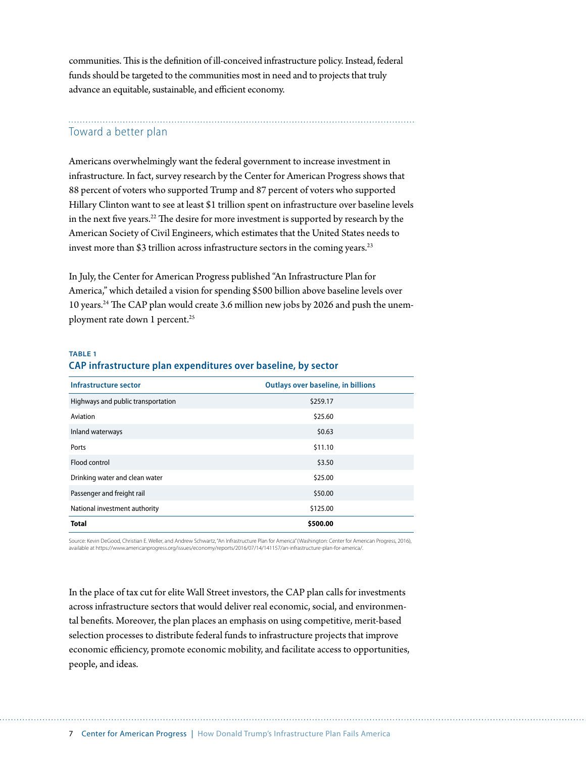communities. This is the definition of ill-conceived infrastructure policy. Instead, federal funds should be targeted to the communities most in need and to projects that truly advance an equitable, sustainable, and efficient economy.

## Toward a better plan

Americans overwhelmingly want the federal government to increase investment in infrastructure. In fact, survey research by the Center for American Progress shows that 88 percent of voters who supported Trump and 87 percent of voters who supported Hillary Clinton want to see at least $1 trillion spent on infrastructure over baseline levels in the next five years.[22] The desire for more investment is supported by research by the American Society of Civil Engineers, which estimates that the United States needs to invest more than $3 trillion across infrastructure sectors in the coming years.[23]

In July, the Center for American Progress published "An Infrastructure Plan for America," which detailed a vision for spending $500 billion above baseline levels over 10 years.[24] The CAP plan would create 3.6 million new jobs by 2026 and push the unemployment rate down 1 percent.[25]

**TABLE 1**

**CAP infrastructure plan expenditures over baseline, by sector**

| Infrastructure sector | Outlays over baseline, in billions |
|---|---|
| Highways and public transportation | $259.17 |
| Aviation | $25.60 |
| Inland waterways | $0.63 |
| Ports | $11.10 |
| Flood control | $3.50 |
| Drinking water and clean water | $25.00 |
| Passenger and freight rail | $50.00 |
| National investment authority | $125.00 |
| **Total** | **$500.00** |

Source: Kevin DeGood, Christian E. Weller, and Andrew Schwartz, "An Infrastructure Plan for America" (Washington: Center for American Progress, 2016), available at https://www.americanprogress.org/issues/economy/reports/2016/07/14/141157/an-infrastructure-plan-for-america/.

In the place of tax cut for elite Wall Street investors, the CAP plan calls for investments across infrastructure sectors that would deliver real economic, social, and environmental benefits. Moreover, the plan places an emphasis on using competitive, merit-based selection processes to distribute federal funds to infrastructure projects that improve economic efficiency, promote economic mobility, and facilitate access to opportunities, people, and ideas.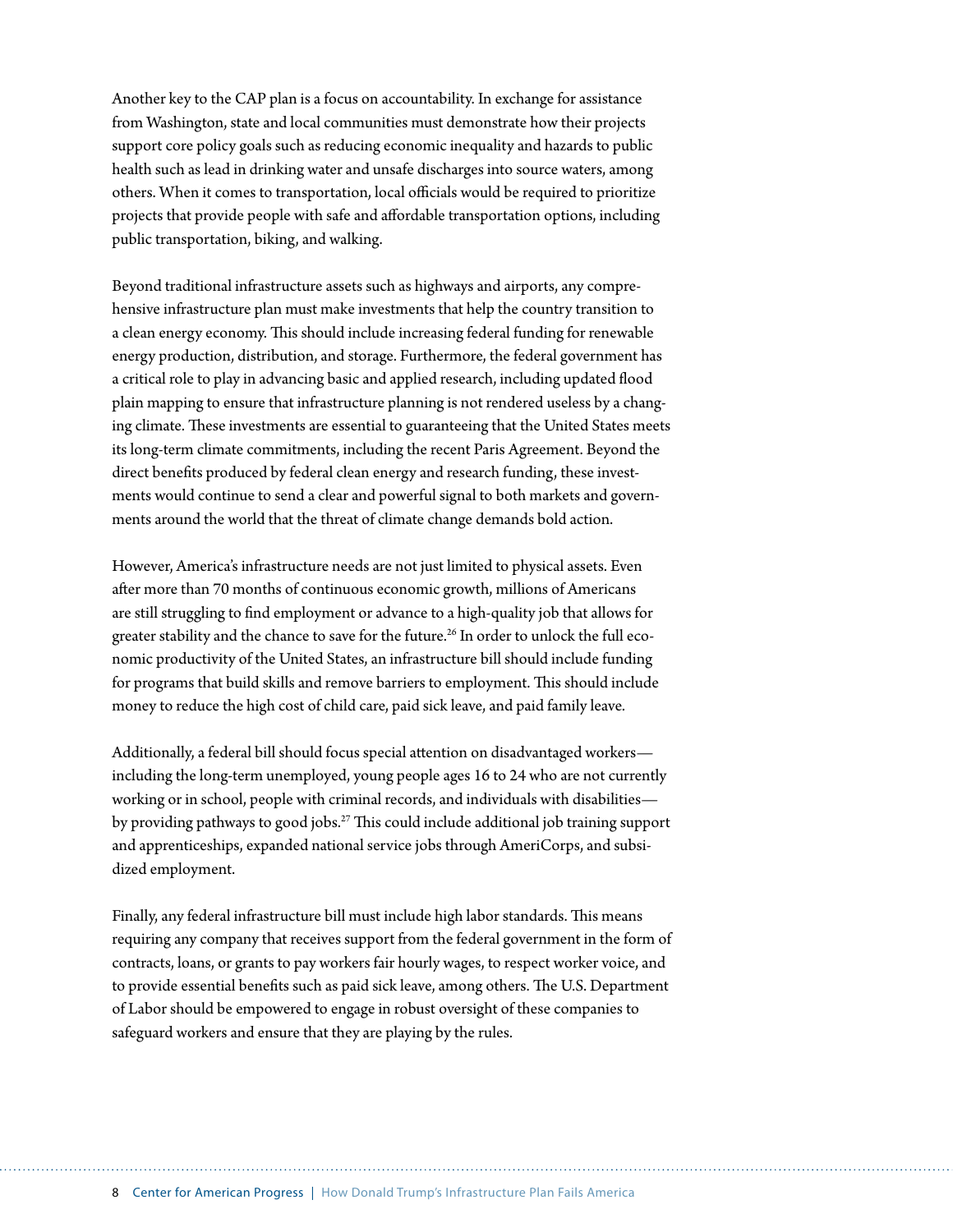Another key to the CAP plan is a focus on accountability. In exchange for assistance from Washington, state and local communities must demonstrate how their projects support core policy goals such as reducing economic inequality and hazards to public health such as lead in drinking water and unsafe discharges into source waters, among others. When it comes to transportation, local officials would be required to prioritize projects that provide people with safe and affordable transportation options, including public transportation, biking, and walking.

Beyond traditional infrastructure assets such as highways and airports, any comprehensive infrastructure plan must make investments that help the country transition to a clean energy economy. This should include increasing federal funding for renewable energy production, distribution, and storage. Furthermore, the federal government has a critical role to play in advancing basic and applied research, including updated flood plain mapping to ensure that infrastructure planning is not rendered useless by a changing climate. These investments are essential to guaranteeing that the United States meets its long-term climate commitments, including the recent Paris Agreement. Beyond the direct benefits produced by federal clean energy and research funding, these investments would continue to send a clear and powerful signal to both markets and governments around the world that the threat of climate change demands bold action.

However, America's infrastructure needs are not just limited to physical assets. Even after more than 70 months of continuous economic growth, millions of Americans are still struggling to find employment or advance to a high-quality job that allows for greater stability and the chance to save for the future.[26] In order to unlock the full economic productivity of the United States, an infrastructure bill should include funding for programs that build skills and remove barriers to employment. This should include money to reduce the high cost of child care, paid sick leave, and paid family leave.

Additionally, a federal bill should focus special attention on disadvantaged workers—including the long-term unemployed, young people ages 16 to 24 who are not currently working or in school, people with criminal records, and individuals with disabilities—by providing pathways to good jobs.[27] This could include additional job training support and apprenticeships, expanded national service jobs through AmeriCorps, and subsidized employment.

Finally, any federal infrastructure bill must include high labor standards. This means requiring any company that receives support from the federal government in the form of contracts, loans, or grants to pay workers fair hourly wages, to respect worker voice, and to provide essential benefits such as paid sick leave, among others. The U.S. Department of Labor should be empowered to engage in robust oversight of these companies to safeguard workers and ensure that they are playing by the rules.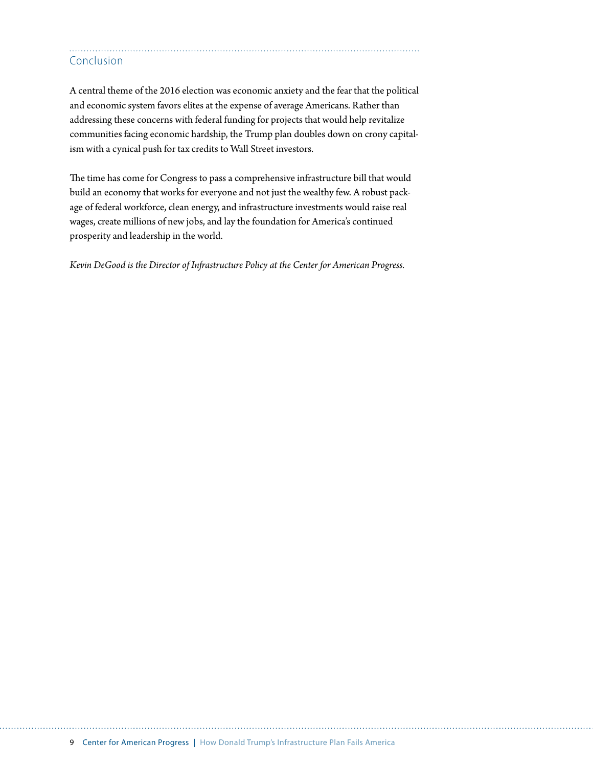## Conclusion

A central theme of the 2016 election was economic anxiety and the fear that the political and economic system favors elites at the expense of average Americans. Rather than addressing these concerns with federal funding for projects that would help revitalize communities facing economic hardship, the Trump plan doubles down on crony capitalism with a cynical push for tax credits to Wall Street investors.

The time has come for Congress to pass a comprehensive infrastructure bill that would build an economy that works for everyone and not just the wealthy few. A robust package of federal workforce, clean energy, and infrastructure investments would raise real wages, create millions of new jobs, and lay the foundation for America's continued prosperity and leadership in the world.

*Kevin DeGood is the Director of Infrastructure Policy at the Center for American Progress.*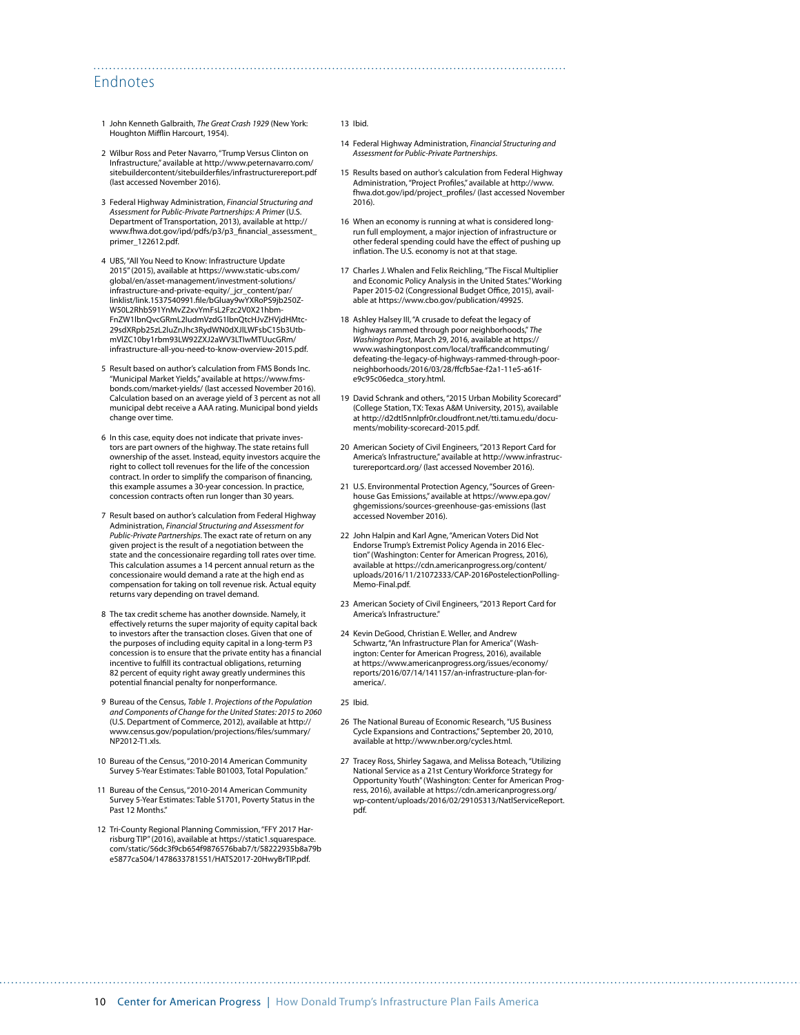## Endnotes

1 John Kenneth Galbraith, *The Great Crash 1929* (New York: Houghton Mifflin Harcourt, 1954).

2 Wilbur Ross and Peter Navarro, "Trump Versus Clinton on Infrastructure," available at http://www.peternavarro.com/sitebuildercontent/sitebuilderfiles/infrastructurereport.pdf (last accessed November 2016).

3 Federal Highway Administration, *Financial Structuring and Assessment for Public-Private Partnerships: A Primer* (U.S. Department of Transportation, 2013), available at http://www.fhwa.dot.gov/ipd/pdfs/p3/p3_financial_assessment_primer_122612.pdf.

4 UBS, "All You Need to Know: Infrastructure Update 2015" (2015), available at https://www.static-ubs.com/global/en/asset-management/investment-solutions/infrastructure-and-private-equity/_jcr_content/par/linklist/link.1537540991.file/bGluay9wYXRoPS9jb250ZW50L2RhbS91YnMvZ2xvYmFsL2Fzc2V0X21hbmFnZW1lbnQvcGRmL2ludmVzdG1lbnQtcHJvZHVjdHMtc29sdXRpb25zL2luZnJhc3RydWN0dXJlLWFsbC15b3Utbm VlZC10by1rbm93LW92ZXJ2aWV3LTIwMTUucGRm/infrastructure-all-you-need-to-know-overview-2015.pdf.

5 Result based on author's calculation from FMS Bonds Inc. "Municipal Market Yields," available at https://www.fms-bonds.com/market-yields/ (last accessed November 2016). Calculation based on an average yield of 3 percent as not all municipal debt receive a AAA rating. Municipal bond yields change over time.

6 In this case, equity does not indicate that private investors are part owners of the highway. The state retains full ownership of the asset. Instead, equity investors acquire the right to collect toll revenues for the life of the concession contract. In order to simplify the comparison of financing, this example assumes a 30-year concession. In practice, concession contracts often run longer than 30 years.

7 Result based on author's calculation from Federal Highway Administration, *Financial Structuring and Assessment for Public-Private Partnerships*. The exact rate of return on any given project is the result of a negotiation between the state and the concessionaire regarding toll rates over time. This calculation assumes a 14 percent annual return as the concessionaire would demand a rate at the high end as compensation for taking on toll revenue risk. Actual equity returns vary depending on travel demand.

8 The tax credit scheme has another downside. Namely, it effectively returns the super majority of equity capital back to investors after the transaction closes. Given that one of the purposes of including equity capital in a long-term P3 concession is to ensure that the private entity has a financial incentive to fulfill its contractual obligations, returning 82 percent of equity right away greatly undermines this potential financial penalty for nonperformance.

9 Bureau of the Census, *Table 1. Projections of the Population and Components of Change for the United States: 2015 to 2060* (U.S. Department of Commerce, 2012), available at http://www.census.gov/population/projections/files/summary/NP2012-T1.xls.

10 Bureau of the Census, "2010-2014 American Community Survey 5-Year Estimates: Table B01003, Total Population."

11 Bureau of the Census, "2010-2014 American Community Survey 5-Year Estimates: Table S1701, Poverty Status in the Past 12 Months."

12 Tri-County Regional Planning Commission, "FFY 2017 Harrisburg TIP" (2016), available at https://static1.squarespace.com/static/56dc3f9cb654f9876576bab7/t/58222935b8a79be5877ca504/1478633781551/HATS2017-20HwyBrTIP.pdf.

13 Ibid.

14 Federal Highway Administration, *Financial Structuring and Assessment for Public-Private Partnerships*.

15 Results based on author's calculation from Federal Highway Administration, "Project Profiles," available at http://www.fhwa.dot.gov/ipd/project_profiles/ (last accessed November 2016).

16 When an economy is running at what is considered long-run full employment, a major injection of infrastructure or other federal spending could have the effect of pushing up inflation. The U.S. economy is not at that stage.

17 Charles J. Whalen and Felix Reichling, "The Fiscal Multiplier and Economic Policy Analysis in the United States." Working Paper 2015-02 (Congressional Budget Office, 2015), available at https://www.cbo.gov/publication/49925.

18 Ashley Halsey III, "A crusade to defeat the legacy of highways rammed through poor neighborhoods," *The Washington Post*, March 29, 2016, available at https://www.washingtonpost.com/local/trafficandcommuting/defeating-the-legacy-of-highways-rammed-through-poor-neighborhoods/2016/03/28/ffcfb5ae-f2a1-11e5-a61f-e9c95c06edca_story.html.

19 David Schrank and others, "2015 Urban Mobility Scorecard" (College Station, TX: Texas A&M University, 2015), available at http://d2dtl5nnlpfr0r.cloudfront.net/tti.tamu.edu/documents/mobility-scorecard-2015.pdf.

20 American Society of Civil Engineers, "2013 Report Card for America's Infrastructure," available at http://www.infrastructurereportcard.org/ (last accessed November 2016).

21 U.S. Environmental Protection Agency, "Sources of Greenhouse Gas Emissions," available at https://www.epa.gov/ghgemissions/sources-greenhouse-gas-emissions (last accessed November 2016).

22 John Halpin and Karl Agne, "American Voters Did Not Endorse Trump's Extremist Policy Agenda in 2016 Election" (Washington: Center for American Progress, 2016), available at https://cdn.americanprogress.org/content/uploads/2016/11/21072333/CAP-2016PostelectionPolling-Memo-Final.pdf.

23 American Society of Civil Engineers, "2013 Report Card for America's Infrastructure."

24 Kevin DeGood, Christian E. Weller, and Andrew Schwartz, "An Infrastructure Plan for America" (Washington: Center for American Progress, 2016), available at https://www.americanprogress.org/issues/economy/reports/2016/07/14/141157/an-infrastructure-plan-for-america/.

25 Ibid.

26 The National Bureau of Economic Research, "US Business Cycle Expansions and Contractions," September 20, 2010, available at http://www.nber.org/cycles.html.

27 Tracey Ross, Shirley Sagawa, and Melissa Boteach, "Utilizing National Service as a 21st Century Workforce Strategy for Opportunity Youth" (Washington: Center for American Progress, 2016), available at https://cdn.americanprogress.org/wp-content/uploads/2016/02/29105313/NatlServiceReport.pdf.